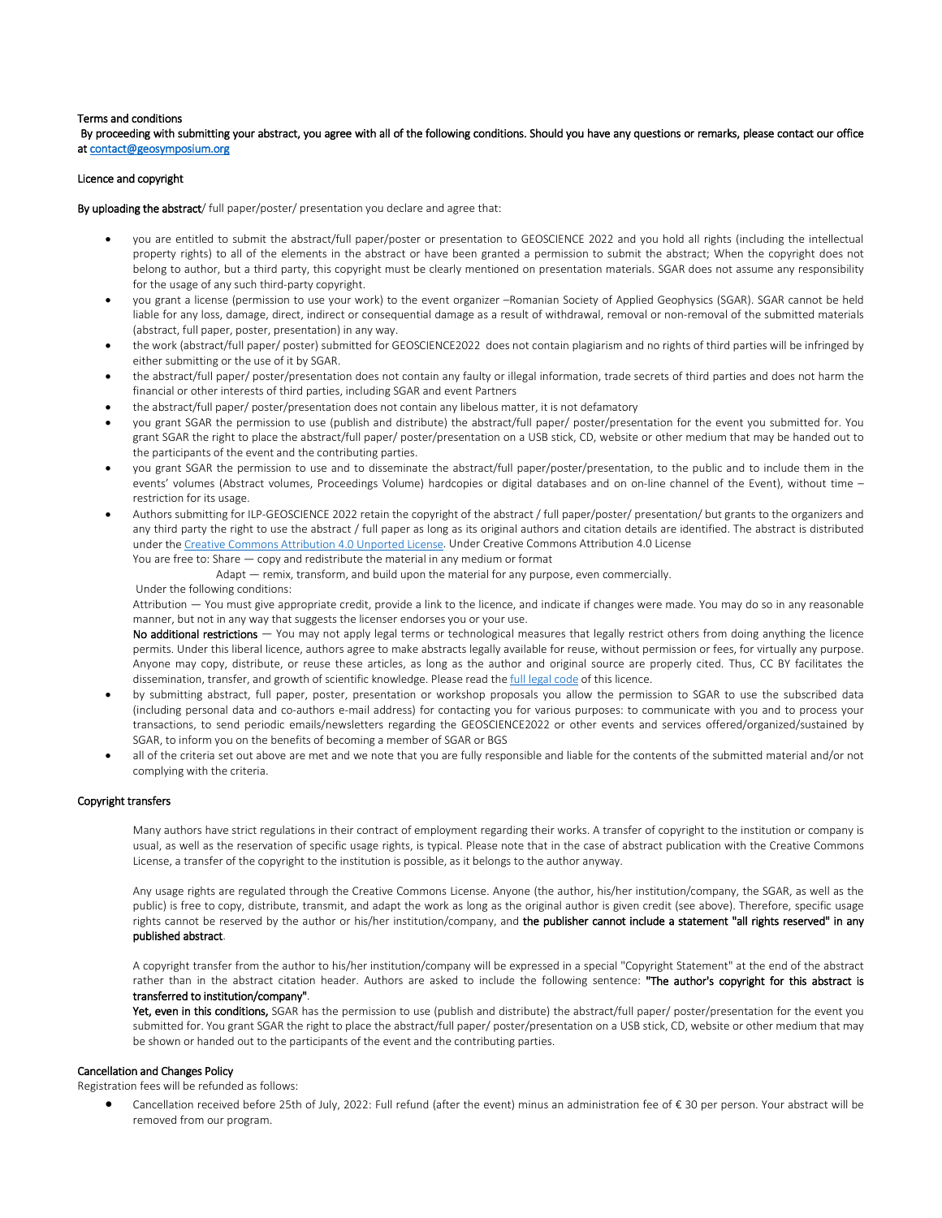Terms and conditions

By proceeding with submitting your abstract, you agree with all of the following conditions. Should you have any questions or remarks, please contact our office at [contact@geosymposium.org](mailto:contact@geosymposium.org)

Licence and copyright

**By uploading the abstract**/ full paper/poster/ presentation you declare and agree that:

- you are entitled to submit the abstract/full paper/poster or presentation to GEOSCIENCE 2022 and you hold all rights (including the intellectual property rights) to all of the elements in the abstract or have been granted a permission to submit the abstract; When the copyright does not belong to author, but a third party, this copyright must be clearly mentioned on presentation materials. SGAR does not assume any responsibility for the usage of any such third-party copyright.
- you grant a license (permission to use your work) to the event organizer –Romanian Society of Applied Geophysics (SGAR). SGAR cannot be held liable for any loss, damage, direct, indirect or consequential damage as a result of withdrawal, removal or non-removal of the submitted materials (abstract, full paper, poster, presentation) in any way.
- the work (abstract/full paper/ poster) submitted for GEOSCIENCE2022 does not contain plagiarism and no rights of third parties will be infringed by either submitting or the use of it by SGAR.
- the abstract/full paper/ poster/presentation does not contain any faulty or illegal information, trade secrets of third parties and does not harm the financial or other interests of third parties, including SGAR and event Partners
- the abstract/full paper/ poster/presentation does not contain any libelous matter, it is not defamatory
- you grant SGAR the permission to use (publish and distribute) the abstract/full paper/ poster/presentation for the event you submitted for. You grant SGAR the right to place the abstract/full paper/ poster/presentation on a USB stick, CD, website or other medium that may be handed out to the participants of the event and the contributing parties.
- you grant SGAR the permission to use and to disseminate the abstract/full paper/poster/presentation, to the public and to include them in the events' volumes (Abstract volumes, Proceedings Volume) hardcopies or digital databases and on on-line channel of the Event), without time – restriction for its usage.
- Authors submitting for ILP-GEOSCIENCE 2022 retain the copyright of the abstract / full paper/poster/ presentation/ but grants to the organizers and any third party the right to use the abstract / full paper as long as its original authors and citation details are identified. The abstract is distributed under the Creative Commons Attribution 4.0 Unported License. Under Creative Commons Attribution 4.0 License

  You are free to: Share — copy and redistribute the material in any medium or format

  Adapt — remix, transform, and build upon the material for any purpose, even commercially.

  Under the following conditions:

  Attribution — You must give appropriate credit, provide a link to the licence, and indicate if changes were made. You may do so in any reasonable manner, but not in any way that suggests the licenser endorses you or your use.

  **No additional restrictions** — You may not apply legal terms or technological measures that legally restrict others from doing anything the licence permits. Under this liberal licence, authors agree to make abstracts legally available for reuse, without permission or fees, for virtually any purpose. Anyone may copy, distribute, or reuse these articles, as long as the author and original source are properly cited. Thus, CC BY facilitates the dissemination, transfer, and growth of scientific knowledge. Please read the full legal code of this licence.
- by submitting abstract, full paper, poster, presentation or workshop proposals you allow the permission to SGAR to use the subscribed data (including personal data and co-authors e-mail address) for contacting you for various purposes: to communicate with you and to process your transactions, to send periodic emails/newsletters regarding the GEOSCIENCE2022 or other events and services offered/organized/sustained by SGAR, to inform you on the benefits of becoming a member of SGAR or BGS
- all of the criteria set out above are met and we note that you are fully responsible and liable for the contents of the submitted material and/or not complying with the criteria.

Copyright transfers

Many authors have strict regulations in their contract of employment regarding their works. A transfer of copyright to the institution or company is usual, as well as the reservation of specific usage rights, is typical. Please note that in the case of abstract publication with the Creative Commons License, a transfer of the copyright to the institution is possible, as it belongs to the author anyway.

Any usage rights are regulated through the Creative Commons License. Anyone (the author, his/her institution/company, the SGAR, as well as the public) is free to copy, distribute, transmit, and adapt the work as long as the original author is given credit (see above). Therefore, specific usage rights cannot be reserved by the author or his/her institution/company, and **the publisher cannot include a statement "all rights reserved" in any published abstract**.

A copyright transfer from the author to his/her institution/company will be expressed in a special "Copyright Statement" at the end of the abstract rather than in the abstract citation header. Authors are asked to include the following sentence: **"The author's copyright for this abstract is transferred to institution/company"**.

**Yet, even in this conditions,** SGAR has the permission to use (publish and distribute) the abstract/full paper/ poster/presentation for the event you submitted for. You grant SGAR the right to place the abstract/full paper/ poster/presentation on a USB stick, CD, website or other medium that may be shown or handed out to the participants of the event and the contributing parties.

Cancellation and Changes Policy

Registration fees will be refunded as follows:

- Cancellation received before 25th of July, 2022: Full refund (after the event) minus an administration fee of € 30 per person. Your abstract will be removed from our program.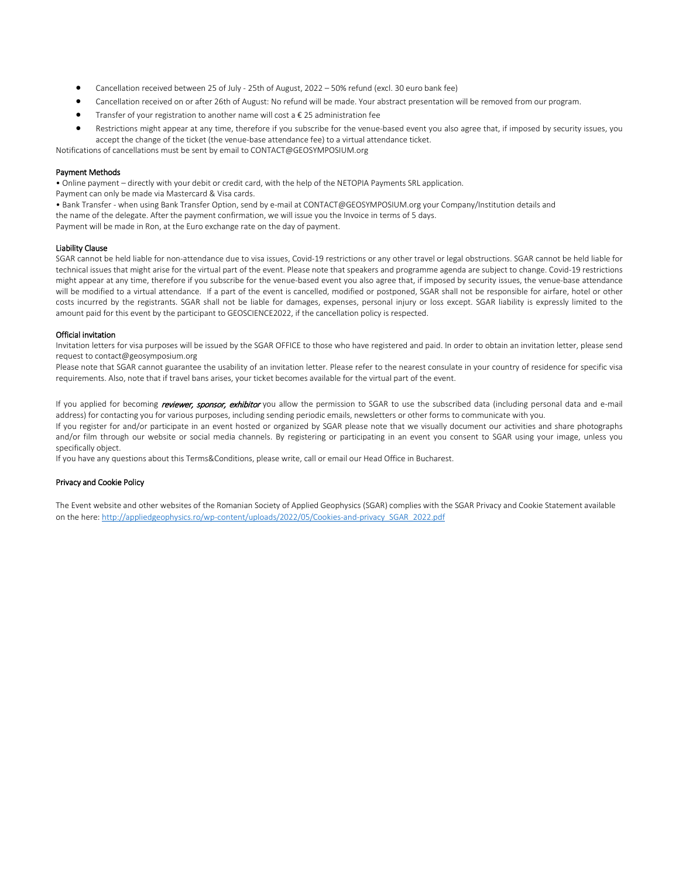- Cancellation received between 25 of July - 25th of August, 2022 – 50% refund (excl. 30 euro bank fee)
- Cancellation received on or after 26th of August: No refund will be made. Your abstract presentation will be removed from our program.
- Transfer of your registration to another name will cost a € 25 administration fee
- Restrictions might appear at any time, therefore if you subscribe for the venue-based event you also agree that, if imposed by security issues, you accept the change of the ticket (the venue-base attendance fee) to a virtual attendance ticket.

Notifications of cancellations must be sent by email to CONTACT@GEOSYMPOSIUM.org

### Payment Methods

• Online payment – directly with your debit or credit card, with the help of the NETOPIA Payments SRL application.
Payment can only be made via Mastercard & Visa cards.
• Bank Transfer - when using Bank Transfer Option, send by e-mail at CONTACT@GEOSYMPOSIUM.org your Company/Institution details and the name of the delegate. After the payment confirmation, we will issue you the Invoice in terms of 5 days.
Payment will be made in Ron, at the Euro exchange rate on the day of payment.

### Liability Clause

SGAR cannot be held liable for non-attendance due to visa issues, Covid-19 restrictions or any other travel or legal obstructions. SGAR cannot be held liable for technical issues that might arise for the virtual part of the event. Please note that speakers and programme agenda are subject to change. Covid-19 restrictions might appear at any time, therefore if you subscribe for the venue-based event you also agree that, if imposed by security issues, the venue-base attendance will be modified to a virtual attendance. If a part of the event is cancelled, modified or postponed, SGAR shall not be responsible for airfare, hotel or other costs incurred by the registrants. SGAR shall not be liable for damages, expenses, personal injury or loss except. SGAR liability is expressly limited to the amount paid for this event by the participant to GEOSCIENCE2022, if the cancellation policy is respected.

### Official invitation

Invitation letters for visa purposes will be issued by the SGAR OFFICE to those who have registered and paid. In order to obtain an invitation letter, please send request to contact@geosymposium.org

Please note that SGAR cannot guarantee the usability of an invitation letter. Please refer to the nearest consulate in your country of residence for specific visa requirements. Also, note that if travel bans arises, your ticket becomes available for the virtual part of the event.

If you applied for becoming ***reviewer, sponsor, exhibitor*** you allow the permission to SGAR to use the subscribed data (including personal data and e-mail address) for contacting you for various purposes, including sending periodic emails, newsletters or other forms to communicate with you.

If you register for and/or participate in an event hosted or organized by SGAR please note that we visually document our activities and share photographs and/or film through our website or social media channels. By registering or participating in an event you consent to SGAR using your image, unless you specifically object.

If you have any questions about this Terms&Conditions, please write, call or email our Head Office in Bucharest.

### Privacy and Cookie Policy

The Event website and other websites of the Romanian Society of Applied Geophysics (SGAR) complies with the SGAR Privacy and Cookie Statement available on the here: [http://appliedgeophysics.ro/wp-content/uploads/2022/05/Cookies-and-privacy_SGAR_2022.pdf](http://appliedgeophysics.ro/wp-content/uploads/2022/05/Cookies-and-privacy_SGAR_2022.pdf)